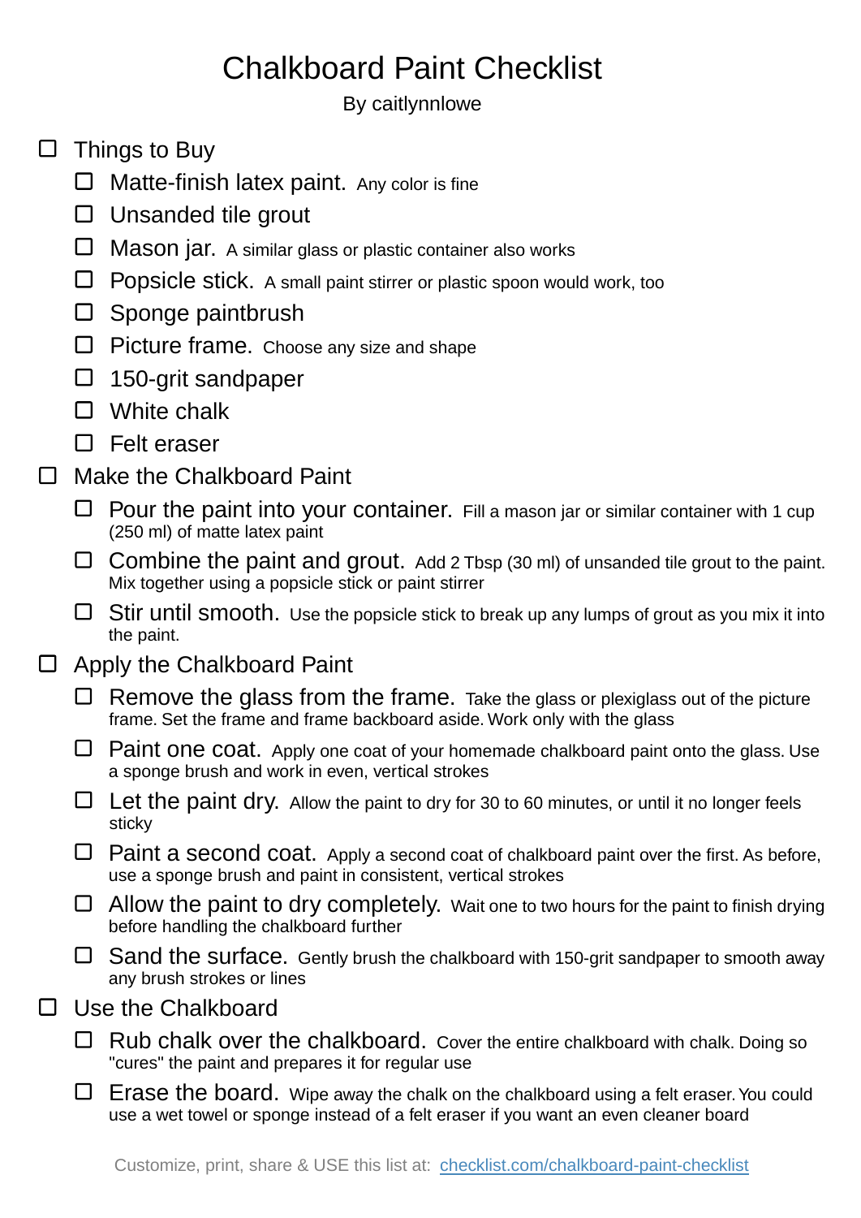# Chalkboard Paint Checklist

By caitlynnlowe

- [ ] Things to Buy
  - [ ] Matte-finish latex paint. Any color is fine
  - [ ] Unsanded tile grout
  - [ ] Mason jar. A similar glass or plastic container also works
  - [ ] Popsicle stick. A small paint stirrer or plastic spoon would work, too
  - [ ] Sponge paintbrush
  - [ ] Picture frame. Choose any size and shape
  - [ ] 150-grit sandpaper
  - [ ] White chalk
  - [ ] Felt eraser
- [ ] Make the Chalkboard Paint
  - [ ] Pour the paint into your container. Fill a mason jar or similar container with 1 cup (250 ml) of matte latex paint
  - [ ] Combine the paint and grout. Add 2 Tbsp (30 ml) of unsanded tile grout to the paint. Mix together using a popsicle stick or paint stirrer
  - [ ] Stir until smooth. Use the popsicle stick to break up any lumps of grout as you mix it into the paint.
- [ ] Apply the Chalkboard Paint
  - [ ] Remove the glass from the frame. Take the glass or plexiglass out of the picture frame. Set the frame and frame backboard aside. Work only with the glass
  - [ ] Paint one coat. Apply one coat of your homemade chalkboard paint onto the glass. Use a sponge brush and work in even, vertical strokes
  - [ ] Let the paint dry. Allow the paint to dry for 30 to 60 minutes, or until it no longer feels sticky
  - [ ] Paint a second coat. Apply a second coat of chalkboard paint over the first. As before, use a sponge brush and paint in consistent, vertical strokes
  - [ ] Allow the paint to dry completely. Wait one to two hours for the paint to finish drying before handling the chalkboard further
  - [ ] Sand the surface. Gently brush the chalkboard with 150-grit sandpaper to smooth away any brush strokes or lines
- [ ] Use the Chalkboard
  - [ ] Rub chalk over the chalkboard. Cover the entire chalkboard with chalk. Doing so "cures" the paint and prepares it for regular use
  - [ ] Erase the board. Wipe away the chalk on the chalkboard using a felt eraser. You could use a wet towel or sponge instead of a felt eraser if you want an even cleaner board

Customize, print, share & USE this list at: [checklist.com/chalkboard-paint-checklist](https://checklist.com/chalkboard-paint-checklist)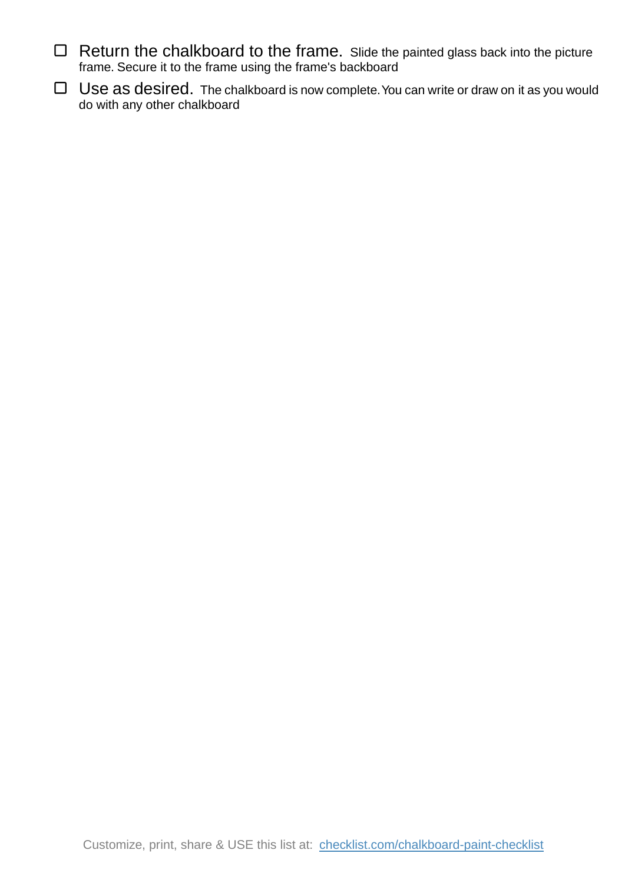- [ ] Return the chalkboard to the frame. Slide the painted glass back into the picture frame. Secure it to the frame using the frame's backboard
- [ ] Use as desired. The chalkboard is now complete. You can write or draw on it as you would do with any other chalkboard

Customize, print, share & USE this list at: [checklist.com/chalkboard-paint-checklist](checklist.com/chalkboard-paint-checklist)